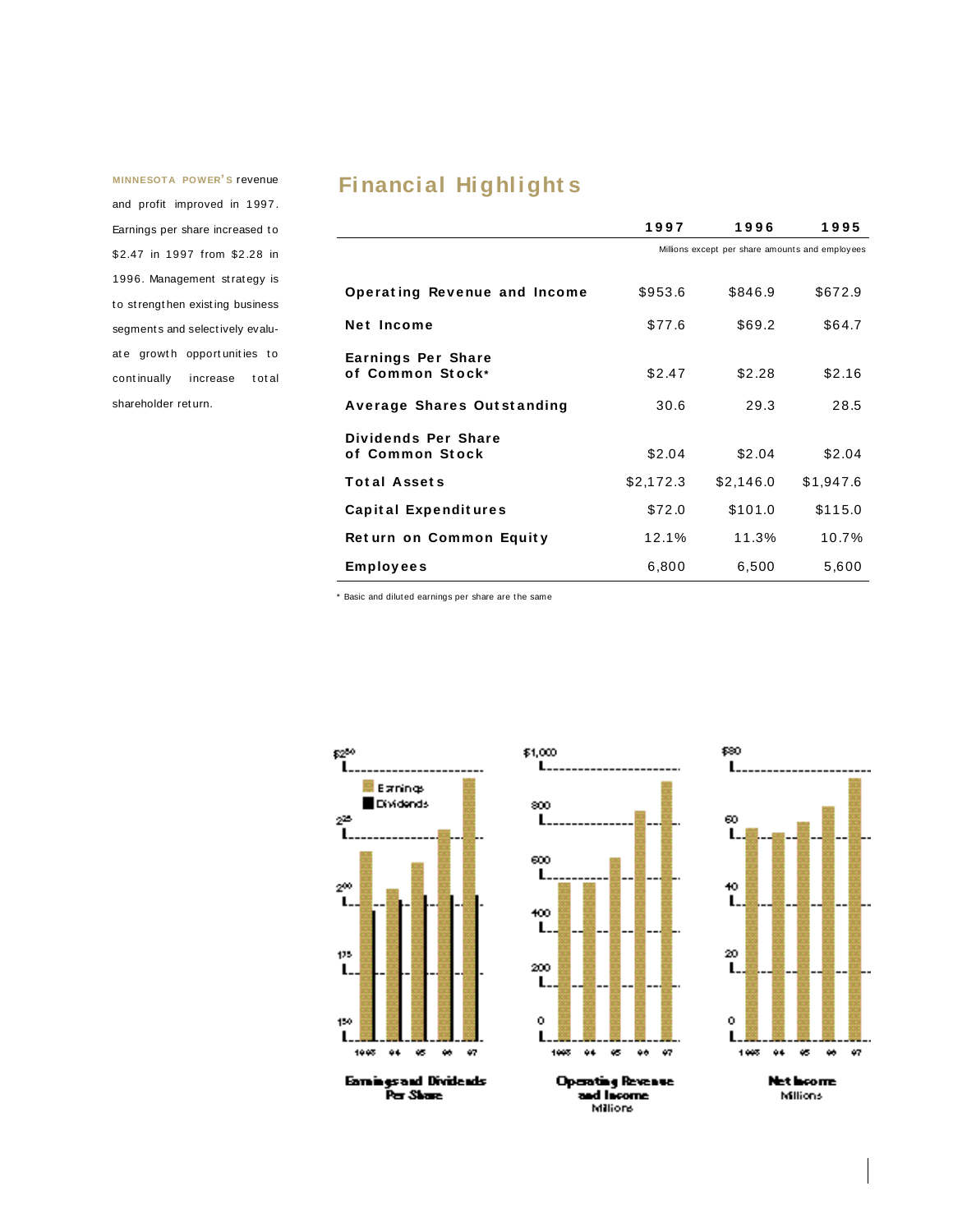**MINNESOTA POWER'S** revenue and profit improved in 1997. Earnings per share increased to $2.47 in 1997 from $2.28 in 1996. Management strategy is to strengthen existing business segments and selectively evaluate growth opportunities to continually increase total shareholder return.

# Financial Highlights

| | 1997 | 1996 | 1995 |
|---|---|---|---|
| | Millions except per share amounts and employees | | |
| **Operating Revenue and Income** | $953.6 | $846.9 | $672.9 |
| **Net Income** | $77.6 | $69.2 | $64.7 |
| **Earnings Per Share of Common Stock*** | $2.47 | $2.28 | $2.16 |
| **Average Shares Outstanding** | 30.6 | 29.3 | 28.5 |
| **Dividends Per Share of Common Stock** | $2.04 | $2.04 | $2.04 |
| **Total Assets** | $2,172.3 | $2,146.0 | $1,947.6 |
| **Capital Expenditures** | $72.0 | $101.0 | $115.0 |
| **Return on Common Equity** | 12.1% | 11.3% | 10.7% |
| **Employees** | 6,800 | 6,500 | 5,600 |

* Basic and diluted earnings per share are the same

**Earnings and Dividends Per Share**

**Operating Revenue and Income**
Millions

**Net Income**
Millions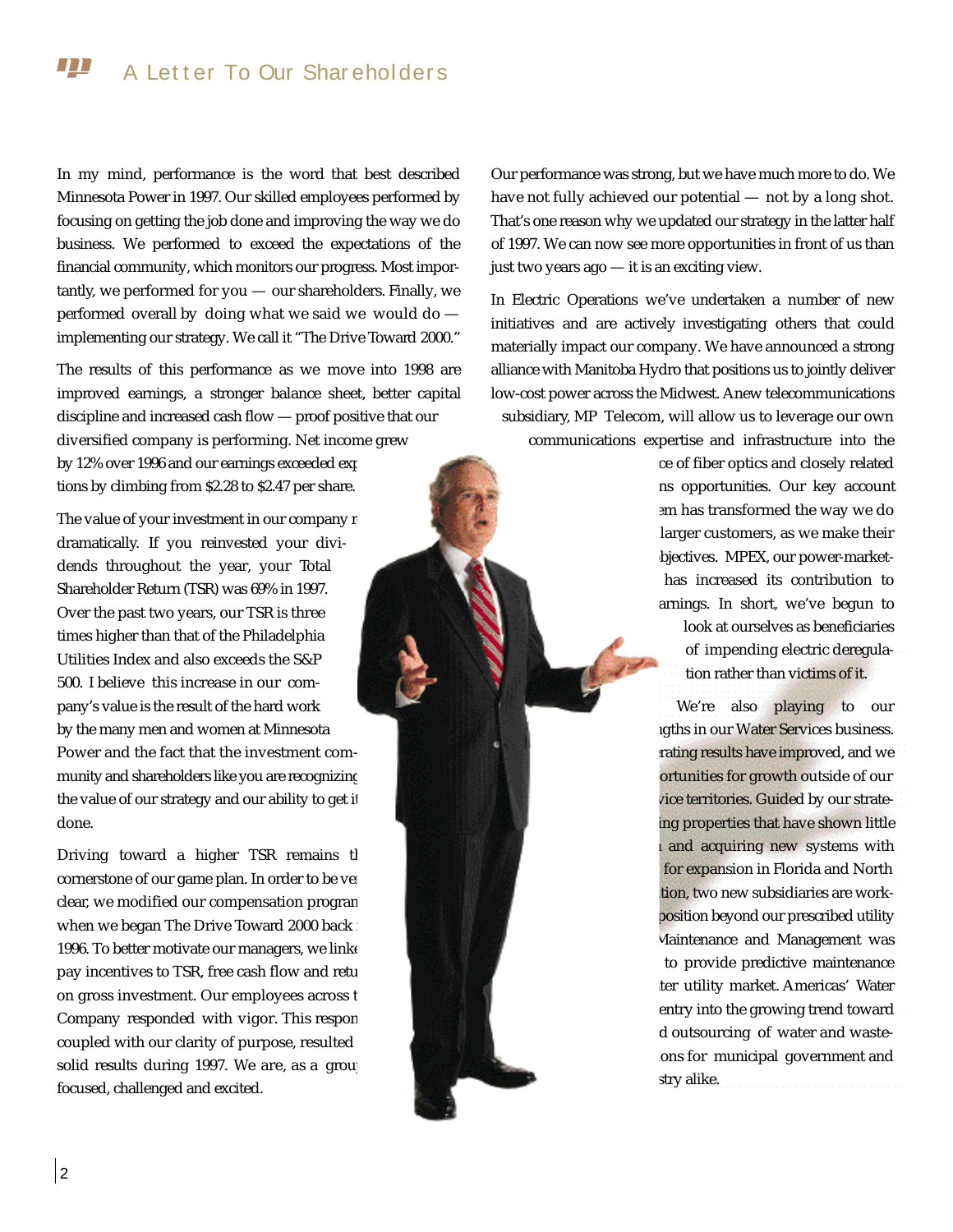# A Letter To Our Shareholders

In my mind, performance is the word that best described Minnesota Power in 1997. Our skilled employees performed by focusing on getting the job done and improving the way we do business. We performed to exceed the expectations of the financial community, which monitors our progress. Most importantly, we performed for you — our shareholders. Finally, we performed overall by doing what we said we would do — implementing our strategy. We call it "The Drive Toward 2000."

The results of this performance as we move into 1998 are improved earnings, a stronger balance sheet, better capital discipline and increased cash flow — proof positive that our diversified company is performing. Net income grew by 12% over 1996 and our earnings exceeded exp tions by climbing from $2.28 to $2.47 per share.

The value of your investment in our company r dramatically. If you reinvested your dividends throughout the year, your Total Shareholder Return (TSR) was 69% in 1997. Over the past two years, our TSR is three times higher than that of the Philadelphia Utilities Index and also exceeds the S&P 500. I believe this increase in our company's value is the result of the hard work by the many men and women at Minnesota Power and the fact that the investment community and shareholders like you are recognizing the value of our strategy and our ability to get it done.

Driving toward a higher TSR remains th cornerstone of our game plan. In order to be ve clear, we modified our compensation program when we began The Drive Toward 2000 back 1996. To better motivate our managers, we linke pay incentives to TSR, free cash flow and retu on gross investment. Our employees across t Company responded with vigor. This respon coupled with our clarity of purpose, resulted solid results during 1997. We are, as a grou focused, challenged and excited.

Our performance was strong, but we have much more to do. We have not fully achieved our potential — not by a long shot. That's one reason why we updated our strategy in the latter half of 1997. We can now see more opportunities in front of us than just two years ago — it is an exciting view.

In Electric Operations we've undertaken a number of new initiatives and are actively investigating others that could materially impact our company. We have announced a strong alliance with Manitoba Hydro that positions us to jointly deliver low-cost power across the Midwest. A new telecommunications subsidiary, MP Telecom, will allow us to leverage our own communications expertise and infrastructure into the ce of fiber optics and closely related ns opportunities. Our key account em has transformed the way we do larger customers, as we make their bjectives. MPEX, our power-market- has increased its contribution to arnings. In short, we've begun to look at ourselves as beneficiaries of impending electric deregulation rather than victims of it.

We're also playing to our ngths in our Water Services business. rating results have improved, and we ortunities for growth outside of our vice territories. Guided by our strate- ing properties that have shown little and acquiring new systems with for expansion in Florida and North tion, two new subsidiaries are work- position beyond our prescribed utility Maintenance and Management was to provide predictive maintenance ter utility market. Americas' Water entry into the growing trend toward d outsourcing of water and waste- ons for municipal government and stry alike.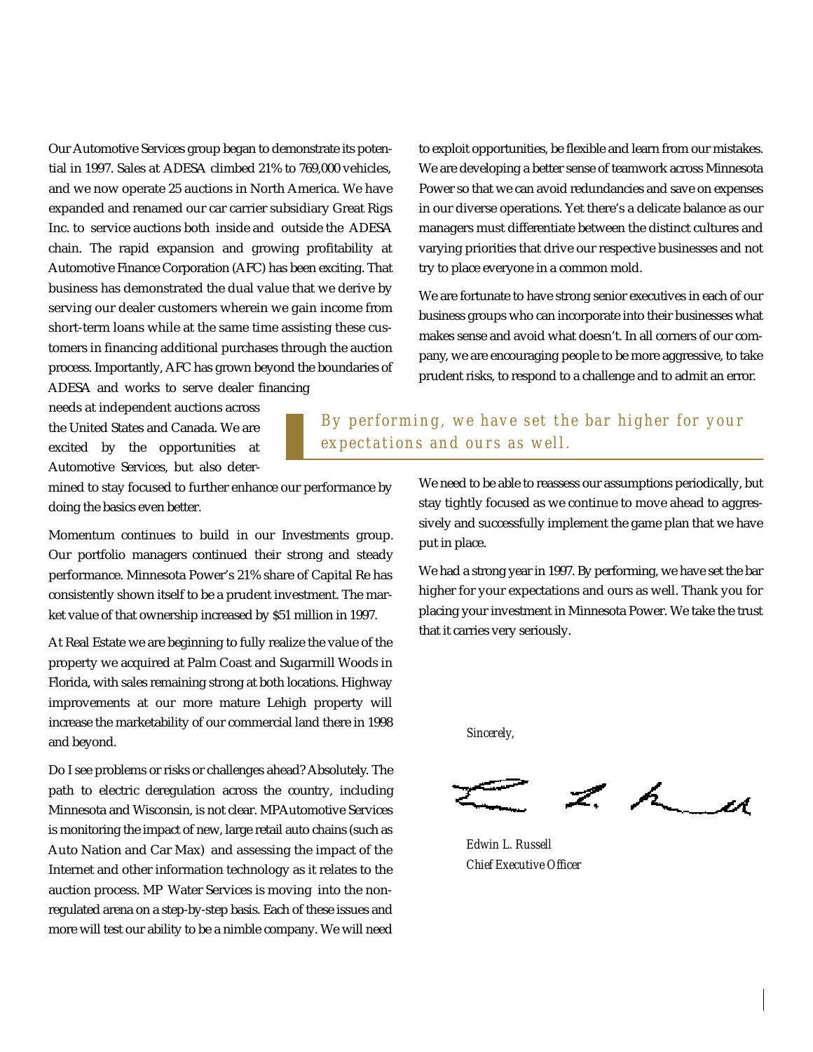Our Automotive Services group began to demonstrate its potential in 1997. Sales at ADESA climbed 21% to 769,000 vehicles, and we now operate 25 auctions in North America. We have expanded and renamed our car carrier subsidiary Great Rigs Inc. to service auctions both inside and outside the ADESA chain. The rapid expansion and growing profitability at Automotive Finance Corporation (AFC) has been exciting. That business has demonstrated the dual value that we derive by serving our dealer customers wherein we gain income from short-term loans while at the same time assisting these customers in financing additional purchases through the auction process. Importantly, AFC has grown beyond the boundaries of ADESA and works to serve dealer financing needs at independent auctions across the United States and Canada. We are excited by the opportunities at Automotive Services, but also determined to stay focused to further enhance our performance by doing the basics even better.

Momentum continues to build in our Investments group. Our portfolio managers continued their strong and steady performance. Minnesota Power's 21% share of Capital Re has consistently shown itself to be a prudent investment. The market value of that ownership increased by $51 million in 1997.

At Real Estate we are beginning to fully realize the value of the property we acquired at Palm Coast and Sugarmill Woods in Florida, with sales remaining strong at both locations. Highway improvements at our more mature Lehigh property will increase the marketability of our commercial land there in 1998 and beyond.

Do I see problems or risks or challenges ahead? Absolutely. The path to electric deregulation across the country, including Minnesota and Wisconsin, is not clear. MPAutomotive Services is monitoring the impact of new, large retail auto chains (such as Auto Nation and Car Max) and assessing the impact of the Internet and other information technology as it relates to the auction process. MP Water Services is moving into the non-regulated arena on a step-by-step basis. Each of these issues and more will test our ability to be a nimble company. We will need to exploit opportunities, be flexible and learn from our mistakes. We are developing a better sense of teamwork across Minnesota Power so that we can avoid redundancies and save on expenses in our diverse operations. Yet there's a delicate balance as our managers must differentiate between the distinct cultures and varying priorities that drive our respective businesses and not try to place everyone in a common mold.

We are fortunate to have strong senior executives in each of our business groups who can incorporate into their businesses what makes sense and avoid what doesn't. In all corners of our company, we are encouraging people to be more aggressive, to take prudent risks, to respond to a challenge and to admit an error.

> By performing, we have set the bar higher for your expectations and ours as well.

We need to be able to reassess our assumptions periodically, but stay tightly focused as we continue to move ahead to aggressively and successfully implement the game plan that we have put in place.

We had a strong year in 1997. By performing, we have set the bar higher for your expectations and ours as well. Thank you for placing your investment in Minnesota Power. We take the trust that it carries very seriously.

*Sincerely,*

*Edwin L. Russell*
*Chief Executive Officer*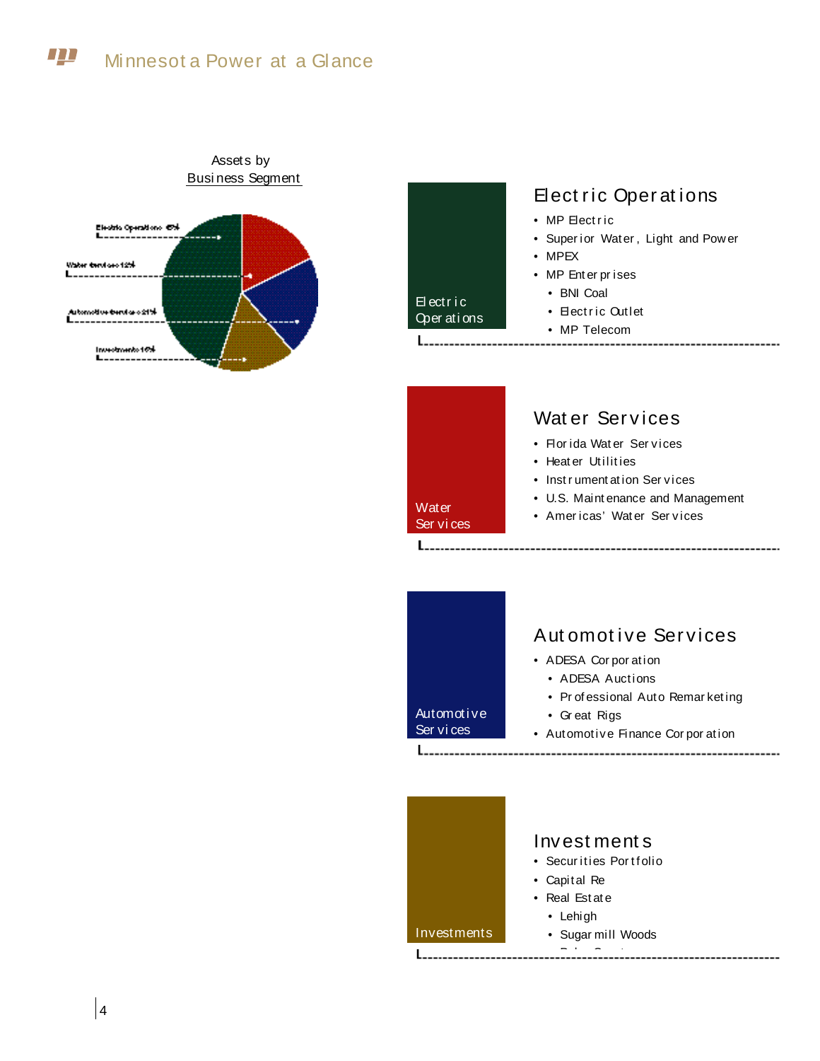# Minnesota Power at a Glance

**Assets by Business Segment**

- Electric Operations 45%
- Water Services 12%
- Automotive Services 21%
- Investments 16%

## Electric Operations

- MP Electric
- Superior Water, Light and Power
- MPEX
- MP Enterprises
    - BNI Coal
    - Electric Outlet
    - MP Telecom

## Water Services

- Florida Water Services
- Heater Utilities
- Instrumentation Services
- U.S. Maintenance and Management
- Americas' Water Services

## Automotive Services

- ADESA Corporation
    - ADESA Auctions
    - Professional Auto Remarketing
    - Great Rigs
- Automotive Finance Corporation

## Investments

- Securities Portfolio
- Capital Re
- Real Estate
    - Lehigh
    - Sugarmill Woods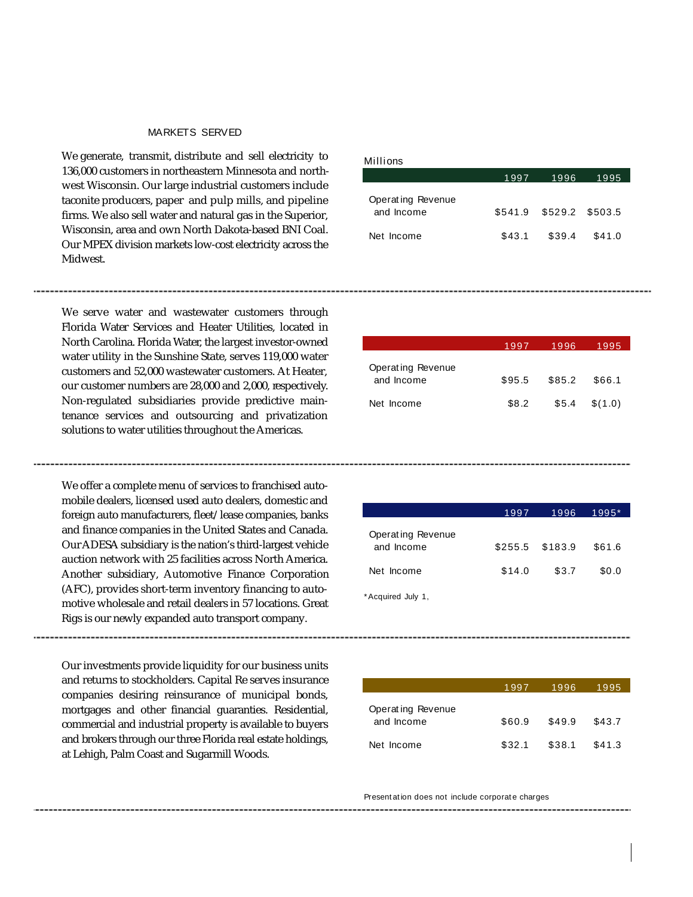MARKETS SERVED

We generate, transmit, distribute and sell electricity to 136,000 customers in northeastern Minnesota and northwest Wisconsin. Our large industrial customers include taconite producers, paper and pulp mills, and pipeline firms. We also sell water and natural gas in the Superior, Wisconsin, area and own North Dakota-based BNI Coal. Our MPEX division markets low-cost electricity across the Midwest.

Millions

| | 1997 | 1996 | 1995 |
|---|---|---|---|
| Operating Revenue and Income | $541.9 | $529.2 | $503.5 |
| Net Income | $43.1 | $39.4 | $41.0 |

---

We serve water and wastewater customers through Florida Water Services and Heater Utilities, located in North Carolina. Florida Water, the largest investor-owned water utility in the Sunshine State, serves 119,000 water customers and 52,000 wastewater customers. At Heater, our customer numbers are 28,000 and 2,000, respectively. Non-regulated subsidiaries provide predictive maintenance services and outsourcing and privatization solutions to water utilities throughout the Americas.

| | 1997 | 1996 | 1995 |
|---|---|---|---|
| Operating Revenue and Income | $95.5 | $85.2 | $66.1 |
| Net Income | $8.2 | $5.4 | $(1.0) |

---

We offer a complete menu of services to franchised automobile dealers, licensed used auto dealers, domestic and foreign auto manufacturers, fleet/lease companies, banks and finance companies in the United States and Canada. Our ADESA subsidiary is the nation's third-largest vehicle auction network with 25 facilities across North America. Another subsidiary, Automotive Finance Corporation (AFC), provides short-term inventory financing to automotive wholesale and retail dealers in 57 locations. Great Rigs is our newly expanded auto transport company.

| | 1997 | 1996 | 1995* |
|---|---|---|---|
| Operating Revenue and Income | $255.5 | $183.9 | $61.6 |
| Net Income | $14.0 | $3.7 | $0.0 |

*Acquired July 1,

---

Our investments provide liquidity for our business units and returns to stockholders. Capital Re serves insurance companies desiring reinsurance of municipal bonds, mortgages and other financial guarantees. Residential, commercial and industrial property is available to buyers and brokers through our three Florida real estate holdings, at Lehigh, Palm Coast and Sugarmill Woods.

| | 1997 | 1996 | 1995 |
|---|---|---|---|
| Operating Revenue and Income | $60.9 | $49.9 | $43.7 |
| Net Income | $32.1 | $38.1 | $41.3 |

Presentation does not include corporate charges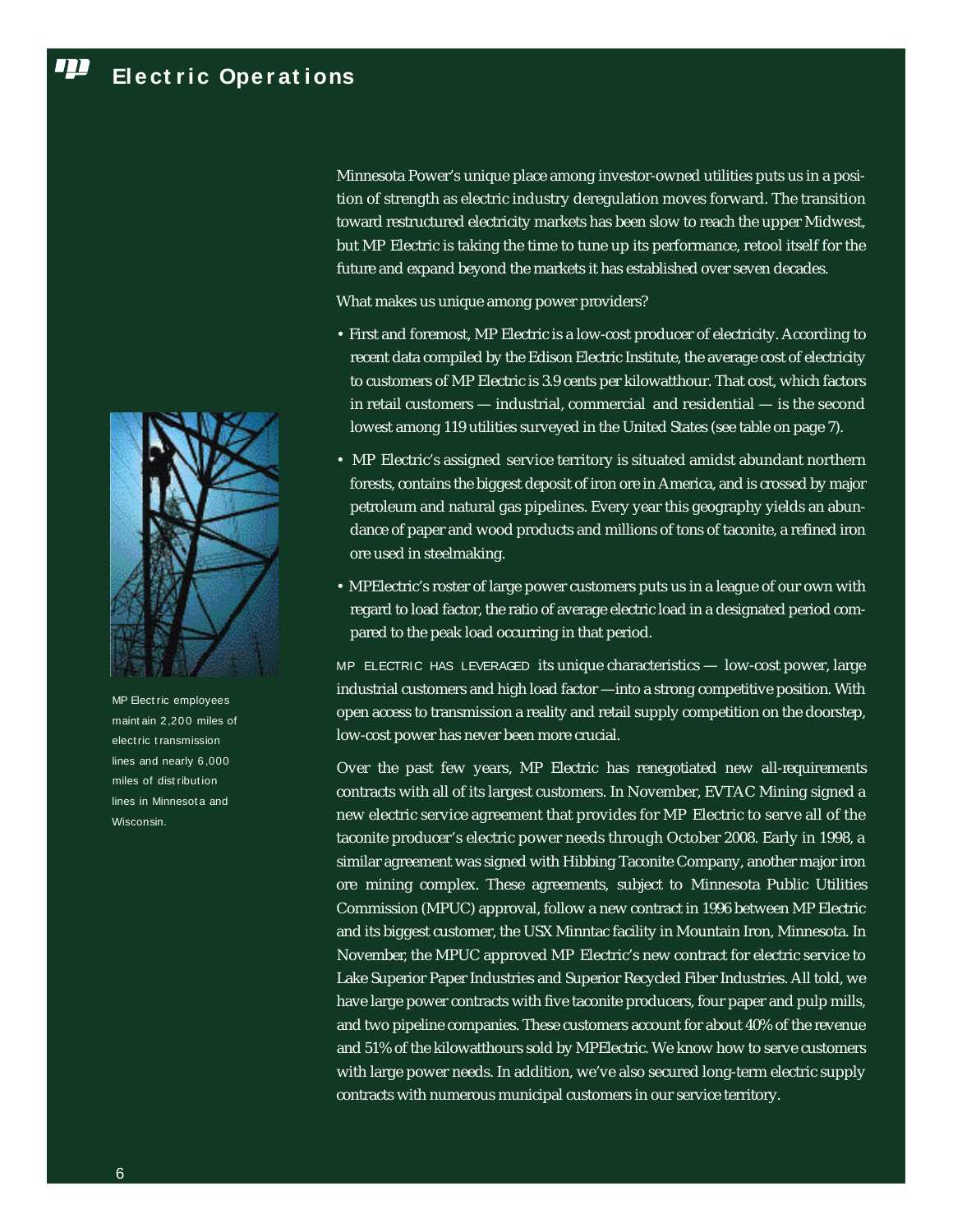# Electric Operations

Minnesota Power's unique place among investor-owned utilities puts us in a position of strength as electric industry deregulation moves forward. The transition toward restructured electricity markets has been slow to reach the upper Midwest, but MP Electric is taking the time to tune up its performance, retool itself for the future and expand beyond the markets it has established over seven decades.

What makes us unique among power providers?

- First and foremost, MP Electric is a low-cost producer of electricity. According to recent data compiled by the Edison Electric Institute, the average cost of electricity to customers of MP Electric is 3.9 cents per kilowatthour. That cost, which factors in retail customers — industrial, commercial and residential — is the second lowest among 119 utilities surveyed in the United States (see table on page 7).
- MP Electric's assigned service territory is situated amidst abundant northern forests, contains the biggest deposit of iron ore in America, and is crossed by major petroleum and natural gas pipelines. Every year this geography yields an abundance of paper and wood products and millions of tons of taconite, a refined iron ore used in steelmaking.
- MPElectric's roster of large power customers puts us in a league of our own with regard to load factor, the ratio of average electric load in a designated period compared to the peak load occurring in that period.

MP Electric employees maintain 2,200 miles of electric transmission lines and nearly 6,000 miles of distribution lines in Minnesota and Wisconsin.

MP ELECTRIC HAS LEVERAGED its unique characteristics — low-cost power, large industrial customers and high load factor —into a strong competitive position. With open access to transmission a reality and retail supply competition on the doorstep, low-cost power has never been more crucial.

Over the past few years, MP Electric has renegotiated new all-requirements contracts with all of its largest customers. In November, EVTAC Mining signed a new electric service agreement that provides for MP Electric to serve all of the taconite producer's electric power needs through October 2008. Early in 1998, a similar agreement was signed with Hibbing Taconite Company, another major iron ore mining complex. These agreements, subject to Minnesota Public Utilities Commission (MPUC) approval, follow a new contract in 1996 between MP Electric and its biggest customer, the USX Minntac facility in Mountain Iron, Minnesota. In November, the MPUC approved MP Electric's new contract for electric service to Lake Superior Paper Industries and Superior Recycled Fiber Industries. All told, we have large power contracts with five taconite producers, four paper and pulp mills, and two pipeline companies. These customers account for about 40% of the revenue and 51% of the kilowatthours sold by MPElectric. We know how to serve customers with large power needs. In addition, we've also secured long-term electric supply contracts with numerous municipal customers in our service territory.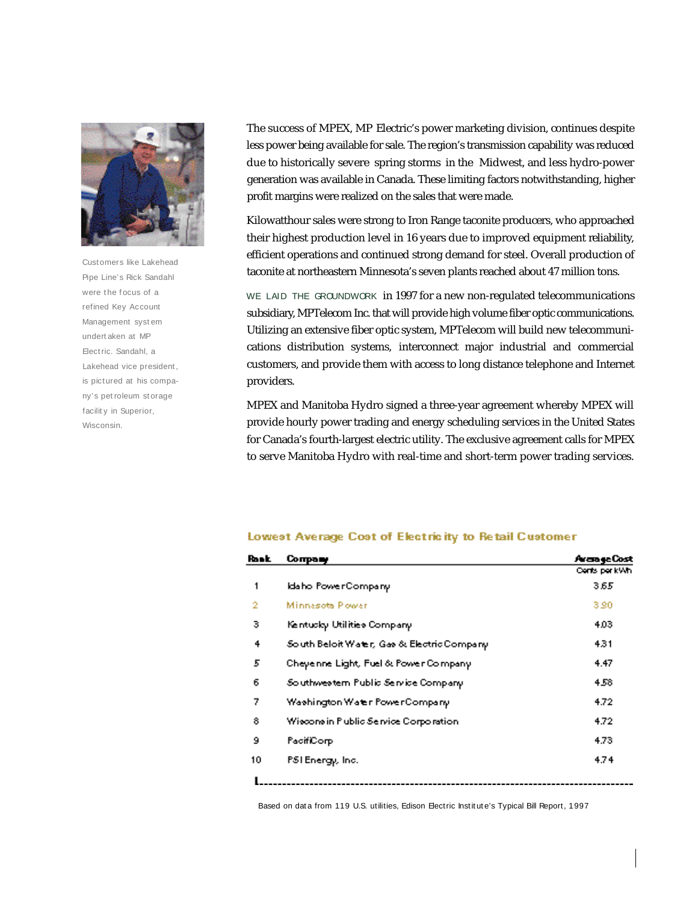Customers like Lakehead Pipe Line's Rick Sandahl were the focus of a refined Key Account Management system undertaken at MP Electric. Sandahl, a Lakehead vice president, is pictured at his company's petroleum storage facility in Superior, Wisconsin.

The success of MPEX, MP Electric's power marketing division, continues despite less power being available for sale. The region's transmission capability was reduced due to historically severe spring storms in the Midwest, and less hydro-power generation was available in Canada. These limiting factors notwithstanding, higher profit margins were realized on the sales that were made.

Kilowatthour sales were strong to Iron Range taconite producers, who approached their highest production level in 16 years due to improved equipment reliability, efficient operations and continued strong demand for steel. Overall production of taconite at northeastern Minnesota's seven plants reached about 47 million tons.

WE LAID THE GROUNDWORK in 1997 for a new non-regulated telecommunications subsidiary, MPTelecom Inc. that will provide high volume fiber optic communications. Utilizing an extensive fiber optic system, MPTelecom will build new telecommunications distribution systems, interconnect major industrial and commercial customers, and provide them with access to long distance telephone and Internet providers.

MPEX and Manitoba Hydro signed a three-year agreement whereby MPEX will provide hourly power trading and energy scheduling services in the United States for Canada's fourth-largest electric utility. The exclusive agreement calls for MPEX to serve Manitoba Hydro with real-time and short-term power trading services.

**Lowest Average Cost of Electricity to Retail Customer**

| Rank | Company | Average Cost<br>Cents per kWh |
|---|---|---|
| 1 | Idaho Power Company | 3.65 |
| 2 | Minnesota Power | 3.90 |
| 3 | Kentucky Utilities Company | 4.03 |
| 4 | South Beloit Water, Gas & Electric Company | 4.31 |
| 5 | Cheyenne Light, Fuel & Power Company | 4.47 |
| 6 | Southwestern Public Service Company | 4.58 |
| 7 | Washington Water Power Company | 4.72 |
| 8 | Wisconsin Public Service Corporation | 4.72 |
| 9 | PacifiCorp | 4.73 |
| 10 | PSI Energy, Inc. | 4.74 |

Based on data from 119 U.S. utilities, Edison Electric Institute's Typical Bill Report, 1997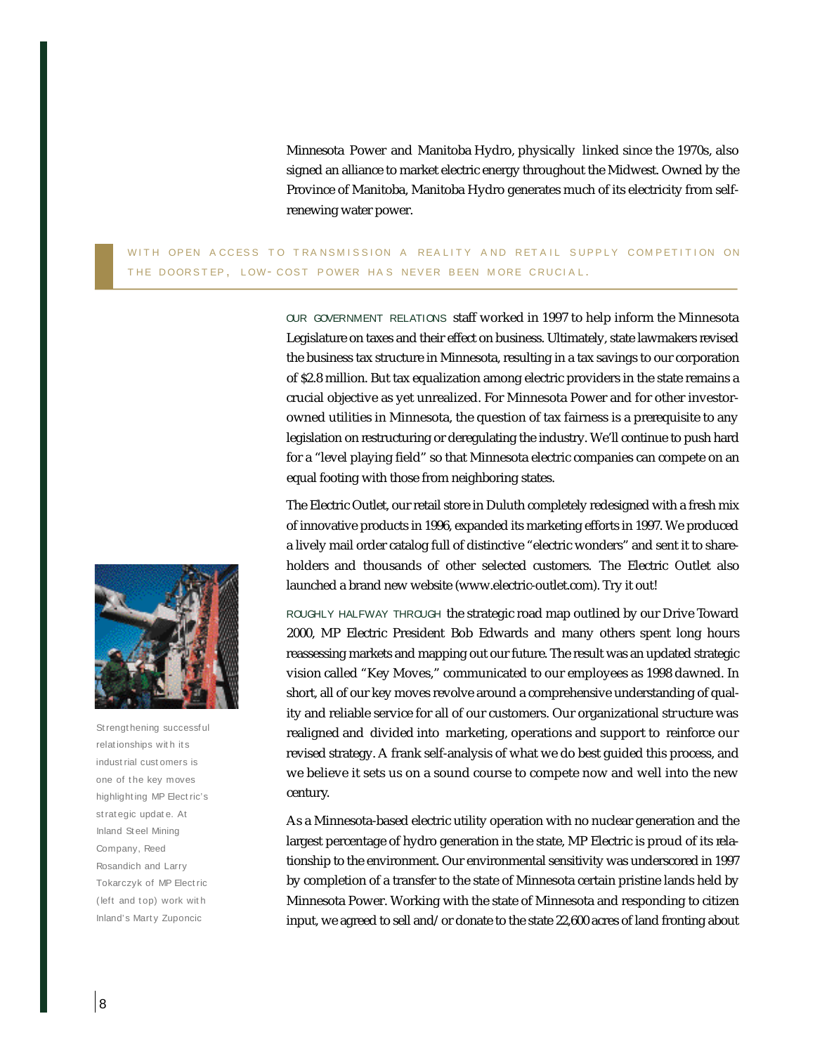Minnesota Power and Manitoba Hydro, physically linked since the 1970s, also signed an alliance to market electric energy throughout the Midwest. Owned by the Province of Manitoba, Manitoba Hydro generates much of its electricity from self-renewing water power.

WITH OPEN ACCESS TO TRANSMISSION A REALITY AND RETAIL SUPPLY COMPETITION ON THE DOORSTEP, LOW-COST POWER HAS NEVER BEEN MORE CRUCIAL.

OUR GOVERNMENT RELATIONS staff worked in 1997 to help inform the Minnesota Legislature on taxes and their effect on business. Ultimately, state lawmakers revised the business tax structure in Minnesota, resulting in a tax savings to our corporation of $2.8 million. But tax equalization among electric providers in the state remains a crucial objective as yet unrealized. For Minnesota Power and for other investor-owned utilities in Minnesota, the question of tax fairness is a prerequisite to any legislation on restructuring or deregulating the industry. We'll continue to push hard for a "level playing field" so that Minnesota electric companies can compete on an equal footing with those from neighboring states.

The Electric Outlet, our retail store in Duluth completely redesigned with a fresh mix of innovative products in 1996, expanded its marketing efforts in 1997. We produced a lively mail order catalog full of distinctive "electric wonders" and sent it to shareholders and thousands of other selected customers. The Electric Outlet also launched a brand new website (www.electric-outlet.com). Try it out!

ROUGHLY HALFWAY THROUGH the strategic road map outlined by our Drive Toward 2000, MP Electric President Bob Edwards and many others spent long hours reassessing markets and mapping out our future. The result was an updated strategic vision called "Key Moves," communicated to our employees as 1998 dawned. In short, all of our key moves revolve around a comprehensive understanding of quality and reliable service for all of our customers. Our organizational structure was realigned and divided into marketing, operations and support to reinforce our revised strategy. A frank self-analysis of what we do best guided this process, and we believe it sets us on a sound course to compete now and well into the new century.

As a Minnesota-based electric utility operation with no nuclear generation and the largest percentage of hydro generation in the state, MP Electric is proud of its relationship to the environment. Our environmental sensitivity was underscored in 1997 by completion of a transfer to the state of Minnesota certain pristine lands held by Minnesota Power. Working with the state of Minnesota and responding to citizen input, we agreed to sell and/or donate to the state 22,600 acres of land fronting about

Strengthening successful relationships with its industrial customers is one of the key moves highlighting MP Electric's strategic update. At Inland Steel Mining Company, Reed Rosandich and Larry Tokarczyk of MP Electric (left and top) work with Inland's Marty Zuponcic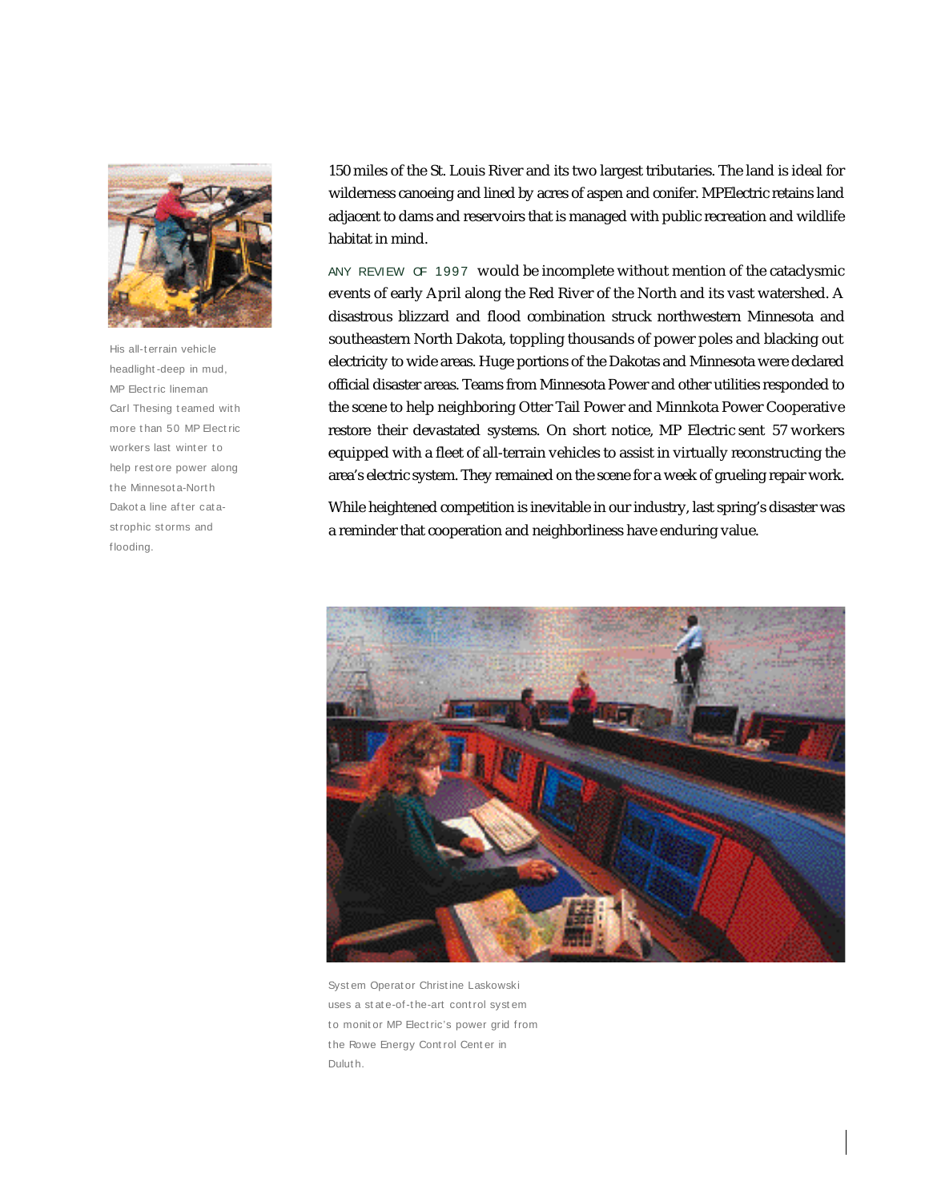150 miles of the St. Louis River and its two largest tributaries. The land is ideal for wilderness canoeing and lined by acres of aspen and conifer. MPElectric retains land adjacent to dams and reservoirs that is managed with public recreation and wildlife habitat in mind.

ANY REVIEW OF 1997 would be incomplete without mention of the cataclysmic events of early April along the Red River of the North and its vast watershed. A disastrous blizzard and flood combination struck northwestern Minnesota and southeastern North Dakota, toppling thousands of power poles and blacking out electricity to wide areas. Huge portions of the Dakotas and Minnesota were declared official disaster areas. Teams from Minnesota Power and other utilities responded to the scene to help neighboring Otter Tail Power and Minnkota Power Cooperative restore their devastated systems. On short notice, MP Electric sent 57 workers equipped with a fleet of all-terrain vehicles to assist in virtually reconstructing the area's electric system. They remained on the scene for a week of grueling repair work.

While heightened competition is inevitable in our industry, last spring's disaster was a reminder that cooperation and neighborliness have enduring value.

His all-terrain vehicle headlight-deep in mud, MP Electric lineman Carl Thesing teamed with more than 50 MP Electric workers last winter to help restore power along the Minnesota-North Dakota line after catastrophic storms and flooding.

System Operator Christine Laskowski uses a state-of-the-art control system to monitor MP Electric's power grid from the Rowe Energy Control Center in Duluth.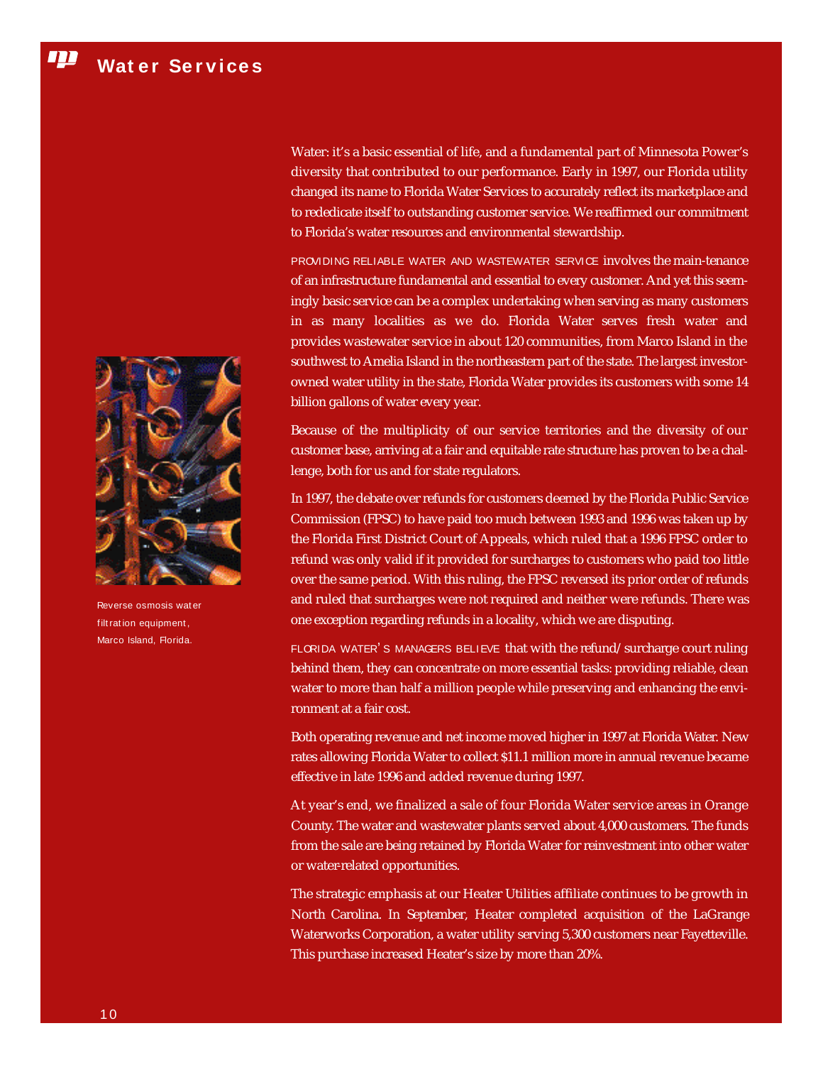# Water Services

Water: it's a basic essential of life, and a fundamental part of Minnesota Power's diversity that contributed to our performance. Early in 1997, our Florida utility changed its name to Florida Water Services to accurately reflect its marketplace and to rededicate itself to outstanding customer service. We reaffirmed our commitment to Florida's water resources and environmental stewardship.

PROVIDING RELIABLE WATER AND WASTEWATER SERVICE involves the main-tenance of an infrastructure fundamental and essential to every customer. And yet this seemingly basic service can be a complex undertaking when serving as many customers in as many localities as we do. Florida Water serves fresh water and provides wastewater service in about 120 communities, from Marco Island in the southwest to Amelia Island in the northeastern part of the state. The largest investor-owned water utility in the state, Florida Water provides its customers with some 14 billion gallons of water every year.

Because of the multiplicity of our service territories and the diversity of our customer base, arriving at a fair and equitable rate structure has proven to be a challenge, both for us and for state regulators.

In 1997, the debate over refunds for customers deemed by the Florida Public Service Commission (FPSC) to have paid too much between 1993 and 1996 was taken up by the Florida First District Court of Appeals, which ruled that a 1996 FPSC order to refund was only valid if it provided for surcharges to customers who paid too little over the same period. With this ruling, the FPSC reversed its prior order of refunds and ruled that surcharges were not required and neither were refunds. There was one exception regarding refunds in a locality, which we are disputing.

Reverse osmosis water filtration equipment, Marco Island, Florida.

FLORIDA WATER'S MANAGERS BELIEVE that with the refund/surcharge court ruling behind them, they can concentrate on more essential tasks: providing reliable, clean water to more than half a million people while preserving and enhancing the environment at a fair cost.

Both operating revenue and net income moved higher in 1997 at Florida Water. New rates allowing Florida Water to collect $11.1 million more in annual revenue became effective in late 1996 and added revenue during 1997.

At year's end, we finalized a sale of four Florida Water service areas in Orange County. The water and wastewater plants served about 4,000 customers. The funds from the sale are being retained by Florida Water for reinvestment into other water or water-related opportunities.

The strategic emphasis at our Heater Utilities affiliate continues to be growth in North Carolina. In September, Heater completed acquisition of the LaGrange Waterworks Corporation, a water utility serving 5,300 customers near Fayetteville. This purchase increased Heater's size by more than 20%.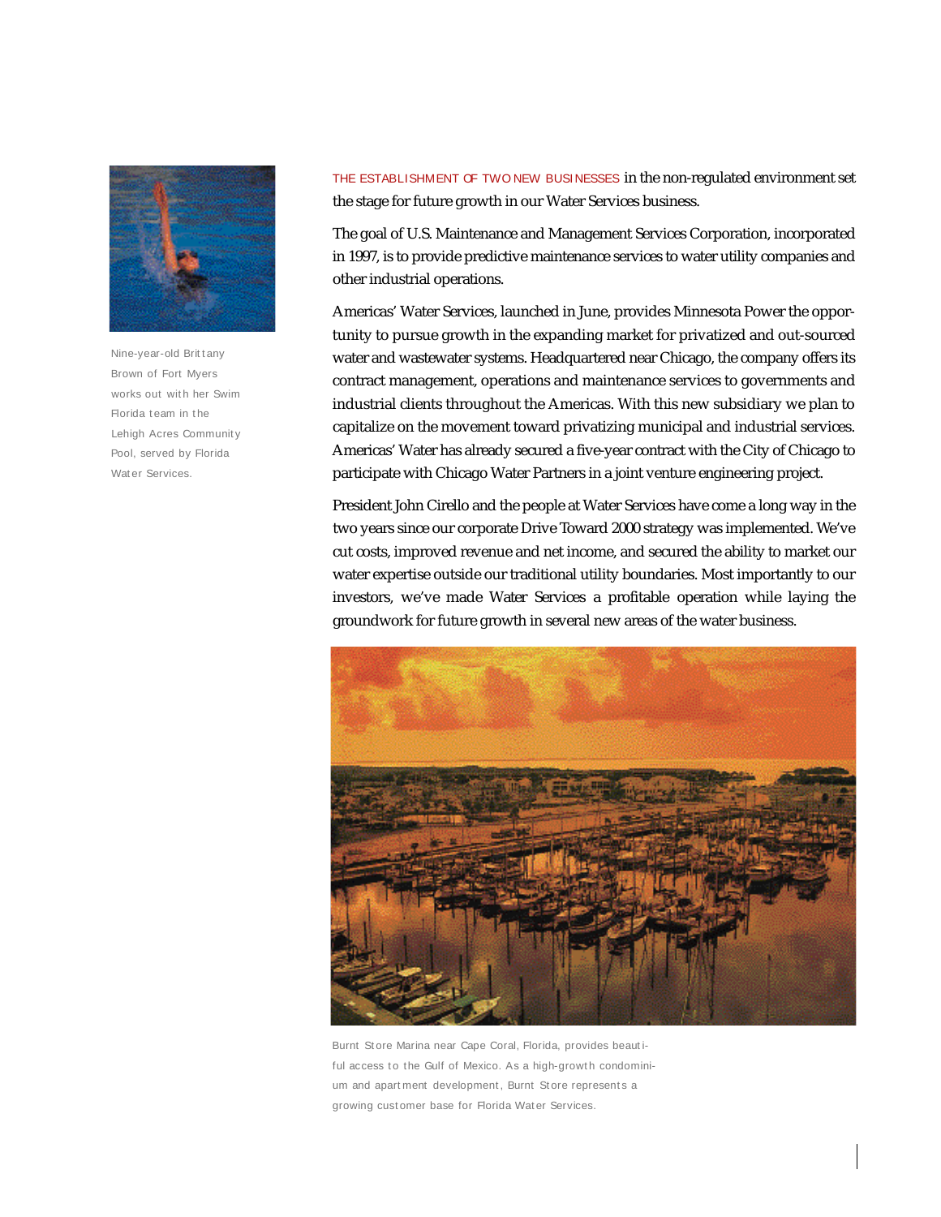Nine-year-old Brittany Brown of Fort Myers works out with her Swim Florida team in the Lehigh Acres Community Pool, served by Florida Water Services.

THE ESTABLISHMENT OF TWO NEW BUSINESSES in the non-regulated environment set the stage for future growth in our Water Services business.

The goal of U.S. Maintenance and Management Services Corporation, incorporated in 1997, is to provide predictive maintenance services to water utility companies and other industrial operations.

Americas' Water Services, launched in June, provides Minnesota Power the opportunity to pursue growth in the expanding market for privatized and out-sourced water and wastewater systems. Headquartered near Chicago, the company offers its contract management, operations and maintenance services to governments and industrial clients throughout the Americas. With this new subsidiary we plan to capitalize on the movement toward privatizing municipal and industrial services. Americas' Water has already secured a five-year contract with the City of Chicago to participate with Chicago Water Partners in a joint venture engineering project.

President John Cirello and the people at Water Services have come a long way in the two years since our corporate Drive Toward 2000 strategy was implemented. We've cut costs, improved revenue and net income, and secured the ability to market our water expertise outside our traditional utility boundaries. Most importantly to our investors, we've made Water Services a profitable operation while laying the groundwork for future growth in several new areas of the water business.

Burnt Store Marina near Cape Coral, Florida, provides beautiful access to the Gulf of Mexico. As a high-growth condominium and apartment development, Burnt Store represents a growing customer base for Florida Water Services.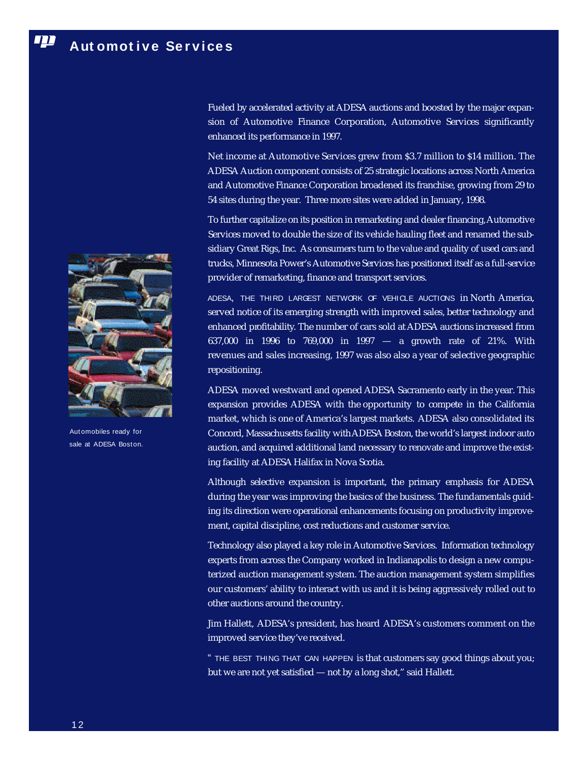# Automotive Services

Fueled by accelerated activity at ADESA auctions and boosted by the major expansion of Automotive Finance Corporation, Automotive Services significantly enhanced its performance in 1997.

Net income at Automotive Services grew from $3.7 million to $14 million. The ADESA Auction component consists of 25 strategic locations across North America and Automotive Finance Corporation broadened its franchise, growing from 29 to 54 sites during the year. Three more sites were added in January, 1998.

To further capitalize on its position in remarketing and dealer financing, Automotive Services moved to double the size of its vehicle hauling fleet and renamed the subsidiary Great Rigs, Inc. As consumers turn to the value and quality of used cars and trucks, Minnesota Power's Automotive Services has positioned itself as a full-service provider of remarketing, finance and transport services.

Automobiles ready for sale at ADESA Boston.

ADESA, THE THIRD LARGEST NETWORK OF VEHICLE AUCTIONS in North America, served notice of its emerging strength with improved sales, better technology and enhanced profitability. The number of cars sold at ADESA auctions increased from 637,000 in 1996 to 769,000 in 1997 — a growth rate of 21%. With revenues and sales increasing, 1997 was also also a year of selective geographic repositioning.

ADESA moved westward and opened ADESA Sacramento early in the year. This expansion provides ADESA with the opportunity to compete in the California market, which is one of America's largest markets. ADESA also consolidated its Concord, Massachusetts facility with ADESA Boston, the world's largest indoor auto auction, and acquired additional land necessary to renovate and improve the existing facility at ADESA Halifax in Nova Scotia.

Although selective expansion is important, the primary emphasis for ADESA during the year was improving the basics of the business. The fundamentals guiding its direction were operational enhancements focusing on productivity improvement, capital discipline, cost reductions and customer service.

Technology also played a key role in Automotive Services. Information technology experts from across the Company worked in Indianapolis to design a new computerized auction management system. The auction management system simplifies our customers' ability to interact with us and it is being aggressively rolled out to other auctions around the country.

Jim Hallett, ADESA's president, has heard ADESA's customers comment on the improved service they've received.

"THE BEST THING THAT CAN HAPPEN is that customers say good things about you; but we are not yet satisfied — not by a long shot," said Hallett.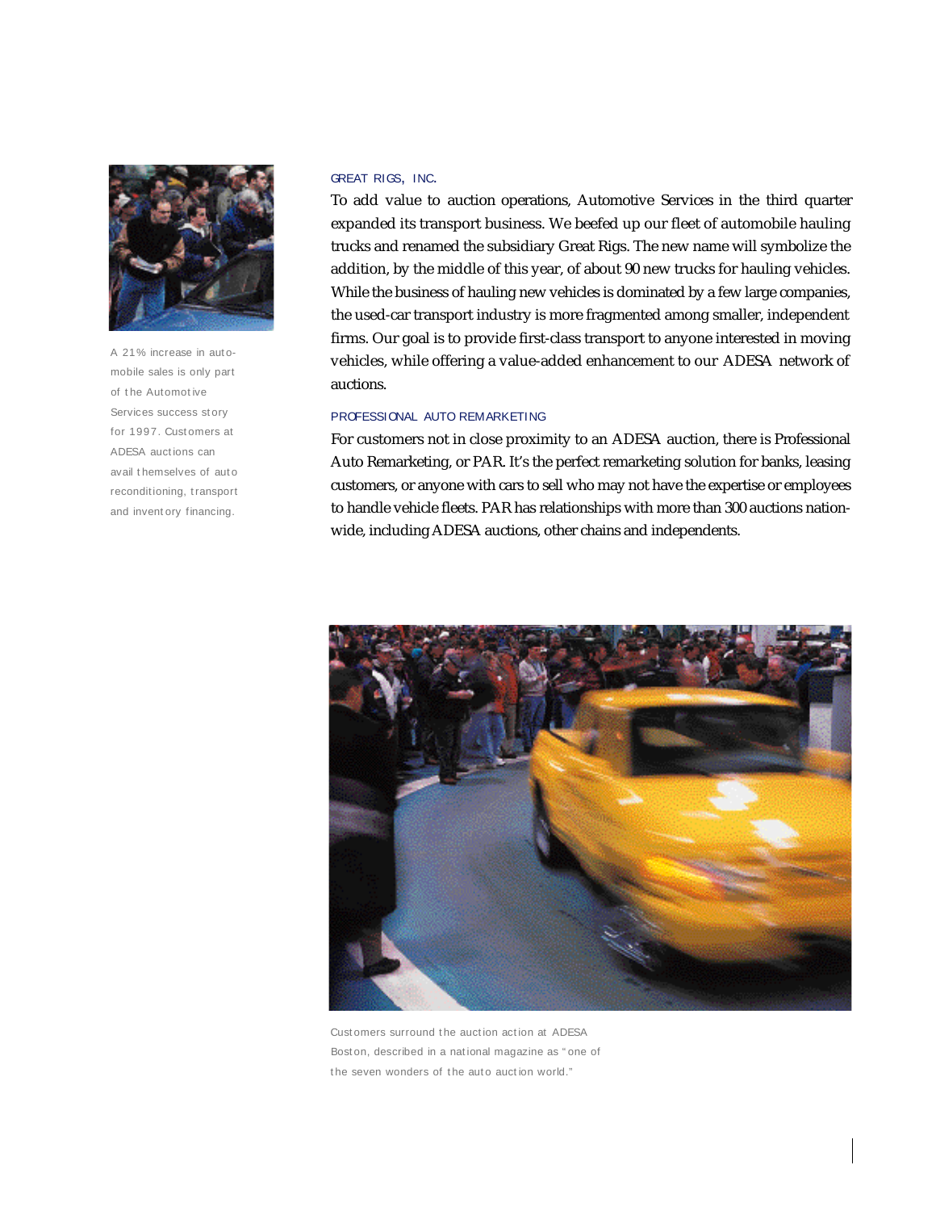A 21% increase in automobile sales is only part of the Automotive Services success story for 1997. Customers at ADESA auctions can avail themselves of auto reconditioning, transport and inventory financing.

## GREAT RIGS, INC.

To add value to auction operations, Automotive Services in the third quarter expanded its transport business. We beefed up our fleet of automobile hauling trucks and renamed the subsidiary Great Rigs. The new name will symbolize the addition, by the middle of this year, of about 90 new trucks for hauling vehicles. While the business of hauling new vehicles is dominated by a few large companies, the used-car transport industry is more fragmented among smaller, independent firms. Our goal is to provide first-class transport to anyone interested in moving vehicles, while offering a value-added enhancement to our ADESA network of auctions.

## PROFESSIONAL AUTO REMARKETING

For customers not in close proximity to an ADESA auction, there is Professional Auto Remarketing, or PAR. It's the perfect remarketing solution for banks, leasing customers, or anyone with cars to sell who may not have the expertise or employees to handle vehicle fleets. PAR has relationships with more than 300 auctions nationwide, including ADESA auctions, other chains and independents.

Customers surround the auction action at ADESA Boston, described in a national magazine as "one of the seven wonders of the auto auction world."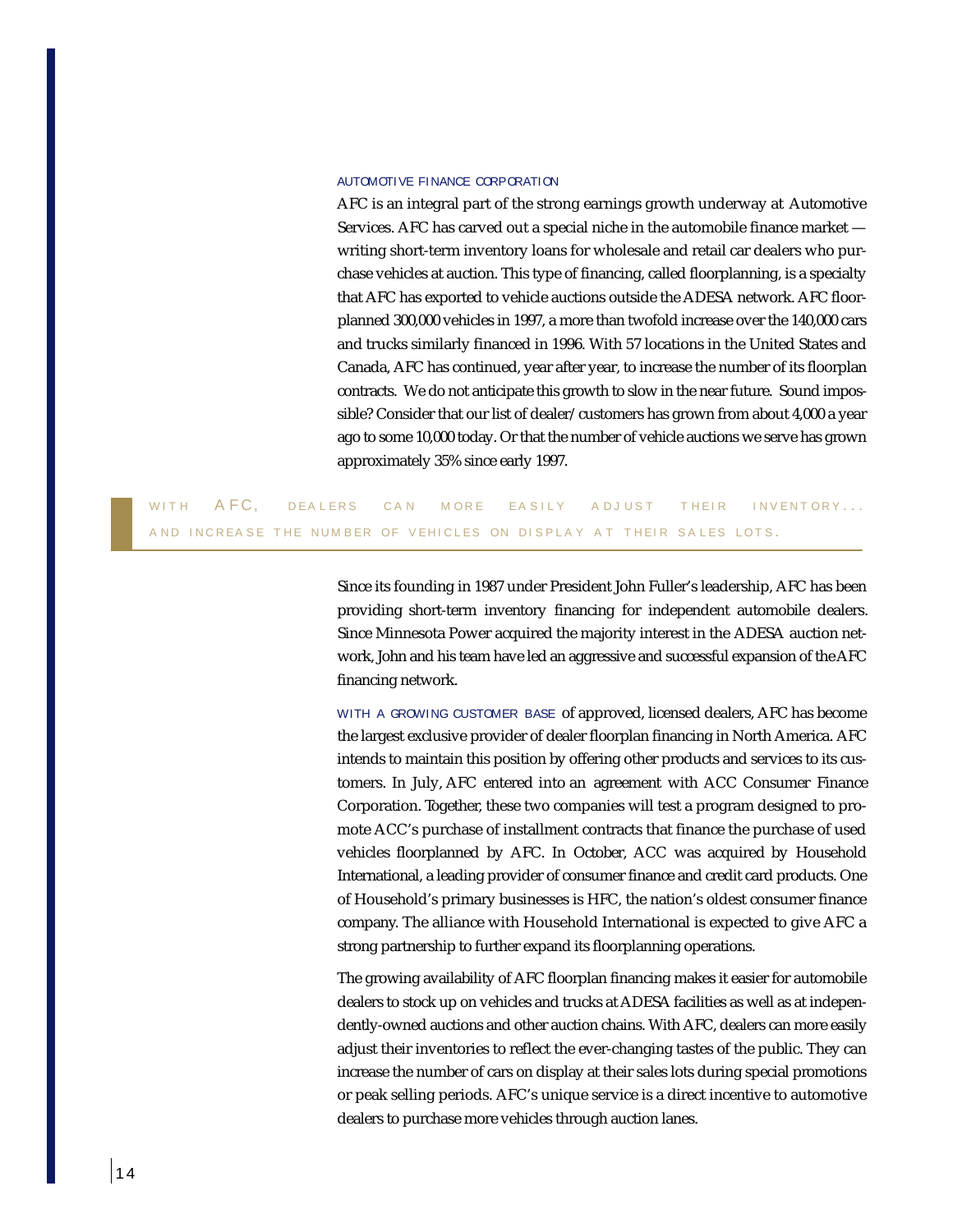## AUTOMOTIVE FINANCE CORPORATION

AFC is an integral part of the strong earnings growth underway at Automotive Services. AFC has carved out a special niche in the automobile finance market — writing short-term inventory loans for wholesale and retail car dealers who purchase vehicles at auction. This type of financing, called floorplanning, is a specialty that AFC has exported to vehicle auctions outside the ADESA network. AFC floorplanned 300,000 vehicles in 1997, a more than twofold increase over the 140,000 cars and trucks similarly financed in 1996. With 57 locations in the United States and Canada, AFC has continued, year after year, to increase the number of its floorplan contracts. We do not anticipate this growth to slow in the near future. Sound impossible? Consider that our list of dealer/customers has grown from about 4,000 a year ago to some 10,000 today. Or that the number of vehicle auctions we serve has grown approximately 35% since early 1997.

> WITH AFC, DEALERS CAN MORE EASILY ADJUST THEIR INVENTORY... AND INCREASE THE NUMBER OF VEHICLES ON DISPLAY AT THEIR SALES LOTS.

Since its founding in 1987 under President John Fuller's leadership, AFC has been providing short-term inventory financing for independent automobile dealers. Since Minnesota Power acquired the majority interest in the ADESA auction network, John and his team have led an aggressive and successful expansion of the AFC financing network.

WITH A GROWING CUSTOMER BASE of approved, licensed dealers, AFC has become the largest exclusive provider of dealer floorplan financing in North America. AFC intends to maintain this position by offering other products and services to its customers. In July, AFC entered into an agreement with ACC Consumer Finance Corporation. Together, these two companies will test a program designed to promote ACC's purchase of installment contracts that finance the purchase of used vehicles floorplanned by AFC. In October, ACC was acquired by Household International, a leading provider of consumer finance and credit card products. One of Household's primary businesses is HFC, the nation's oldest consumer finance company. The alliance with Household International is expected to give AFC a strong partnership to further expand its floorplanning operations.

The growing availability of AFC floorplan financing makes it easier for automobile dealers to stock up on vehicles and trucks at ADESA facilities as well as at independently-owned auctions and other auction chains. With AFC, dealers can more easily adjust their inventories to reflect the ever-changing tastes of the public. They can increase the number of cars on display at their sales lots during special promotions or peak selling periods. AFC's unique service is a direct incentive to automotive dealers to purchase more vehicles through auction lanes.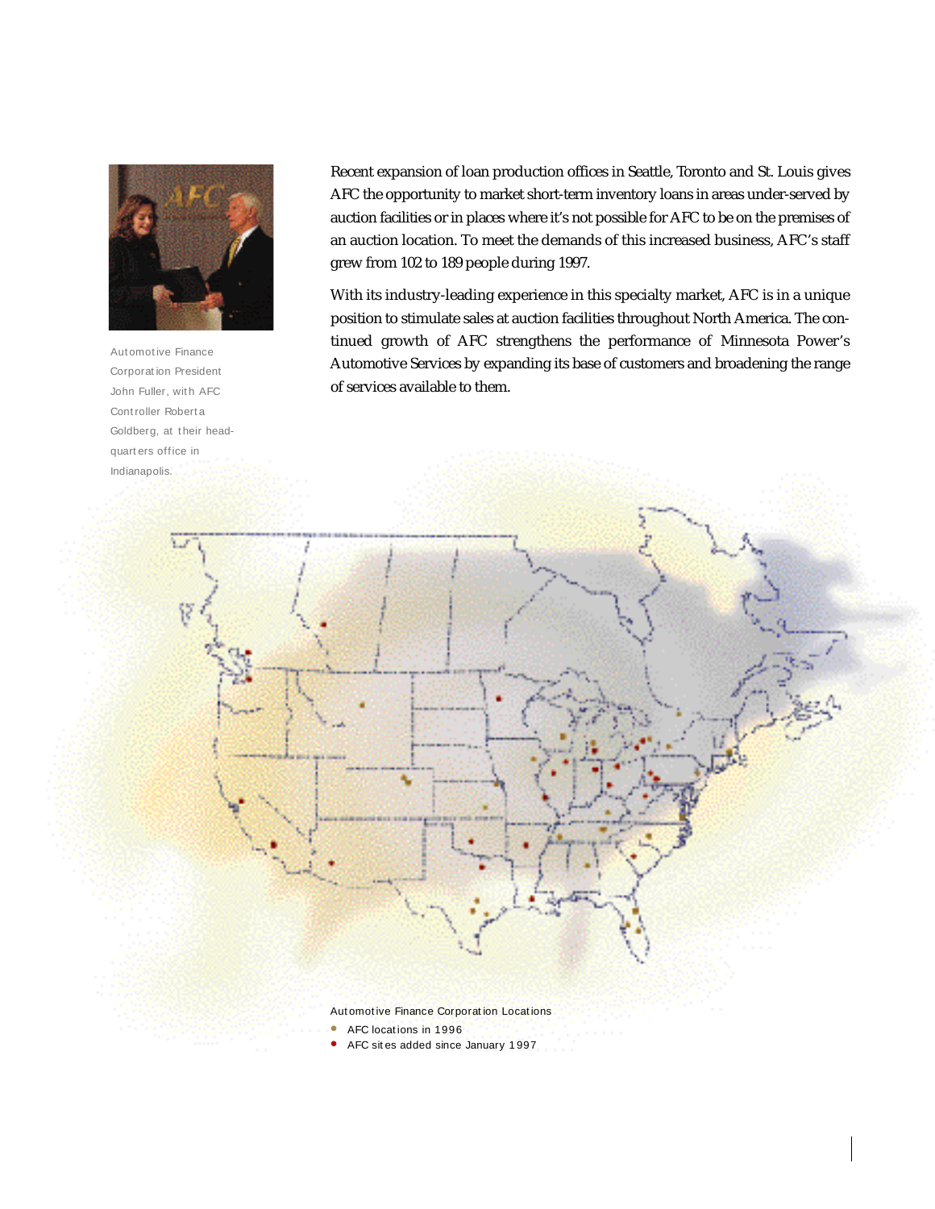Automotive Finance Corporation President John Fuller, with AFC Controller Roberta Goldberg, at their headquarters office in Indianapolis.

Recent expansion of loan production offices in Seattle, Toronto and St. Louis gives AFC the opportunity to market short-term inventory loans in areas under-served by auction facilities or in places where it's not possible for AFC to be on the premises of an auction location. To meet the demands of this increased business, AFC's staff grew from 102 to 189 people during 1997.

With its industry-leading experience in this specialty market, AFC is in a unique position to stimulate sales at auction facilities throughout North America. The continued growth of AFC strengthens the performance of Minnesota Power's Automotive Services by expanding its base of customers and broadening the range of services available to them.

Automotive Finance Corporation Locations

- AFC locations in 1996
- AFC sites added since January 1997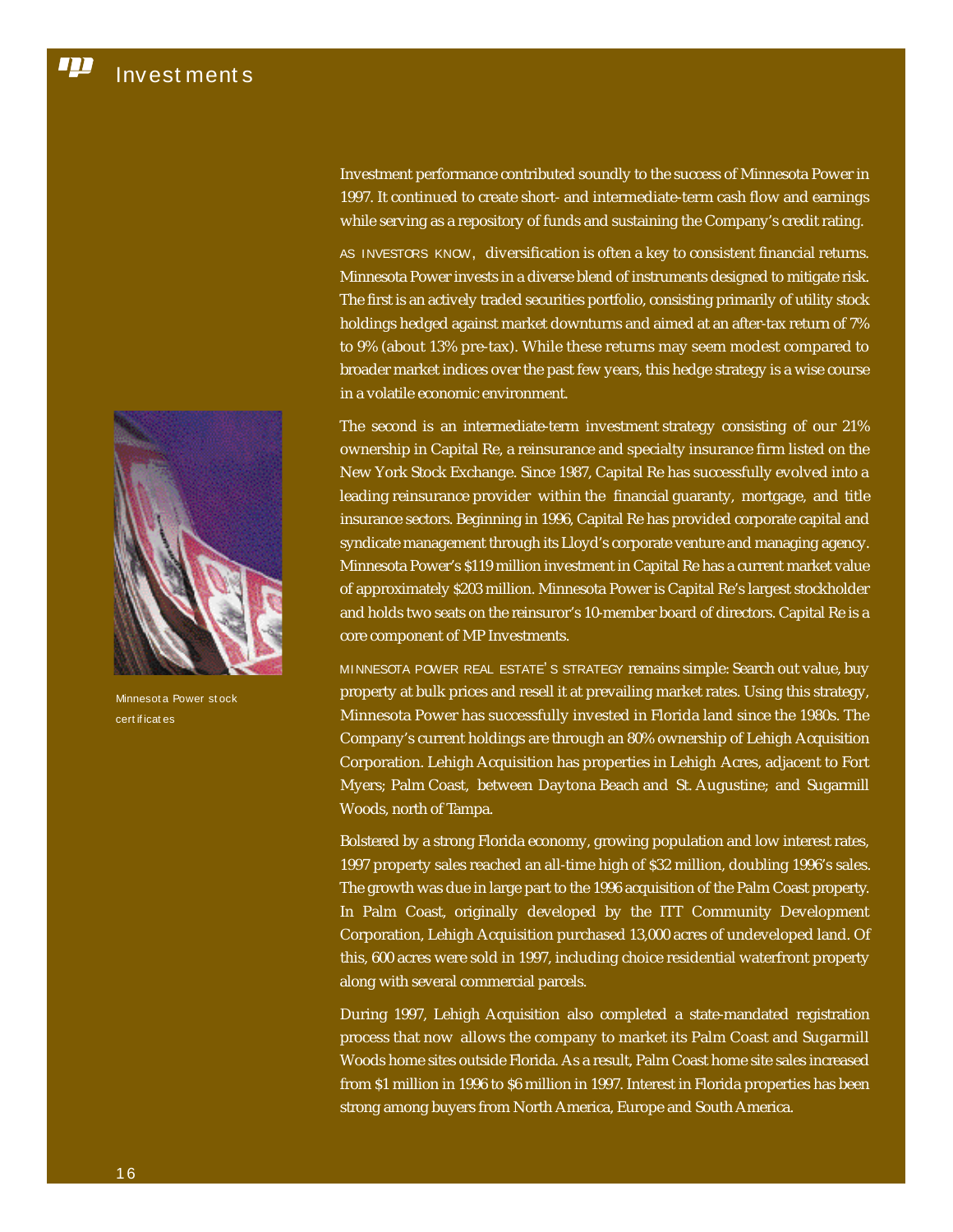# Investments

Investment performance contributed soundly to the success of Minnesota Power in 1997. It continued to create short- and intermediate-term cash flow and earnings while serving as a repository of funds and sustaining the Company's credit rating.

AS INVESTORS KNOW, diversification is often a key to consistent financial returns. Minnesota Power invests in a diverse blend of instruments designed to mitigate risk. The first is an actively traded securities portfolio, consisting primarily of utility stock holdings hedged against market downturns and aimed at an after-tax return of 7% to 9% (about 13% pre-tax). While these returns may seem modest compared to broader market indices over the past few years, this hedge strategy is a wise course in a volatile economic environment.

The second is an intermediate-term investment strategy consisting of our 21% ownership in Capital Re, a reinsurance and specialty insurance firm listed on the New York Stock Exchange. Since 1987, Capital Re has successfully evolved into a leading reinsurance provider within the financial guaranty, mortgage, and title insurance sectors. Beginning in 1996, Capital Re has provided corporate capital and syndicate management through its Lloyd's corporate venture and managing agency. Minnesota Power's $119 million investment in Capital Re has a current market value of approximately $203 million. Minnesota Power is Capital Re's largest stockholder and holds two seats on the reinsuror's 10-member board of directors. Capital Re is a core component of MP Investments.

Minnesota Power stock certificates

MINNESOTA POWER REAL ESTATE'S STRATEGY remains simple: Search out value, buy property at bulk prices and resell it at prevailing market rates. Using this strategy, Minnesota Power has successfully invested in Florida land since the 1980s. The Company's current holdings are through an 80% ownership of Lehigh Acquisition Corporation. Lehigh Acquisition has properties in Lehigh Acres, adjacent to Fort Myers; Palm Coast, between Daytona Beach and St. Augustine; and Sugarmill Woods, north of Tampa.

Bolstered by a strong Florida economy, growing population and low interest rates, 1997 property sales reached an all-time high of $32 million, doubling 1996's sales. The growth was due in large part to the 1996 acquisition of the Palm Coast property. In Palm Coast, originally developed by the ITT Community Development Corporation, Lehigh Acquisition purchased 13,000 acres of undeveloped land. Of this, 600 acres were sold in 1997, including choice residential waterfront property along with several commercial parcels.

During 1997, Lehigh Acquisition also completed a state-mandated registration process that now allows the company to market its Palm Coast and Sugarmill Woods home sites outside Florida. As a result, Palm Coast home site sales increased from $1 million in 1996 to $6 million in 1997. Interest in Florida properties has been strong among buyers from North America, Europe and South America.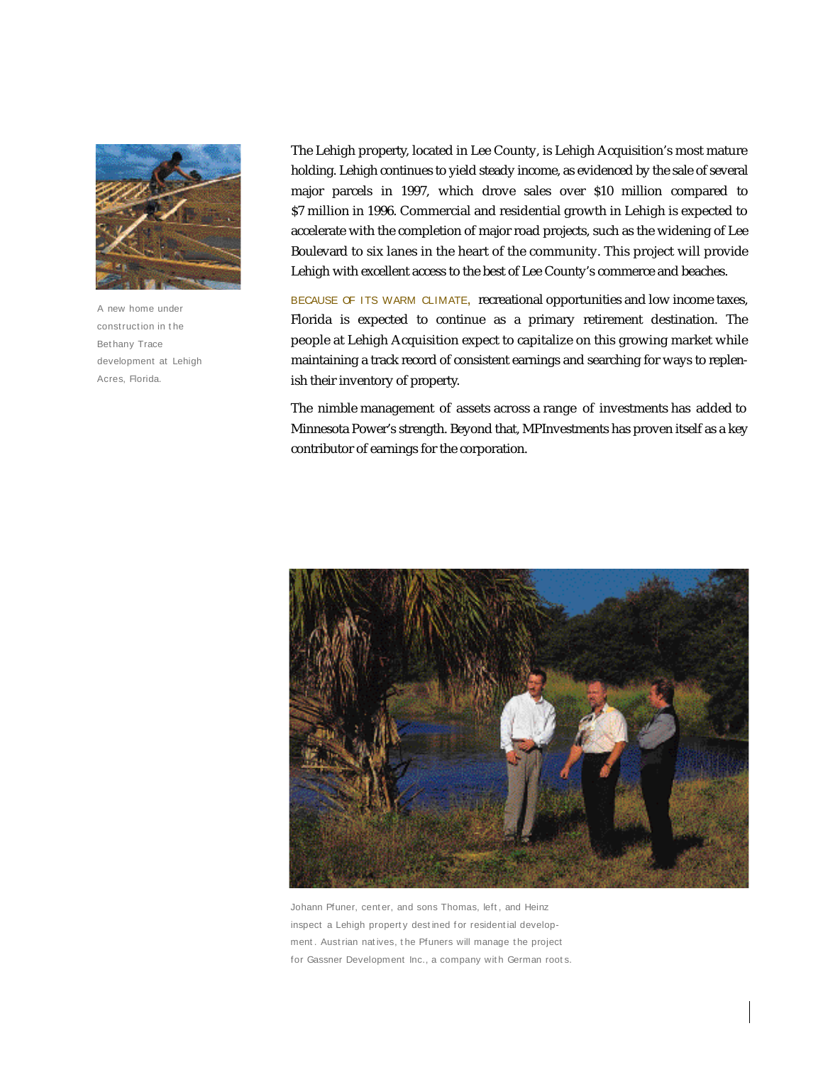A new home under construction in the Bethany Trace development at Lehigh Acres, Florida.

The Lehigh property, located in Lee County, is Lehigh Acquisition's most mature holding. Lehigh continues to yield steady income, as evidenced by the sale of several major parcels in 1997, which drove sales over $10 million compared to $7 million in 1996. Commercial and residential growth in Lehigh is expected to accelerate with the completion of major road projects, such as the widening of Lee Boulevard to six lanes in the heart of the community. This project will provide Lehigh with excellent access to the best of Lee County's commerce and beaches.

BECAUSE OF ITS WARM CLIMATE, recreational opportunities and low income taxes, Florida is expected to continue as a primary retirement destination. The people at Lehigh Acquisition expect to capitalize on this growing market while maintaining a track record of consistent earnings and searching for ways to replenish their inventory of property.

The nimble management of assets across a range of investments has added to Minnesota Power's strength. Beyond that, MPInvestments has proven itself as a key contributor of earnings for the corporation.

Johann Pfuner, center, and sons Thomas, left, and Heinz inspect a Lehigh property destined for residential development. Austrian natives, the Pfuners will manage the project for Gassner Development Inc., a company with German roots.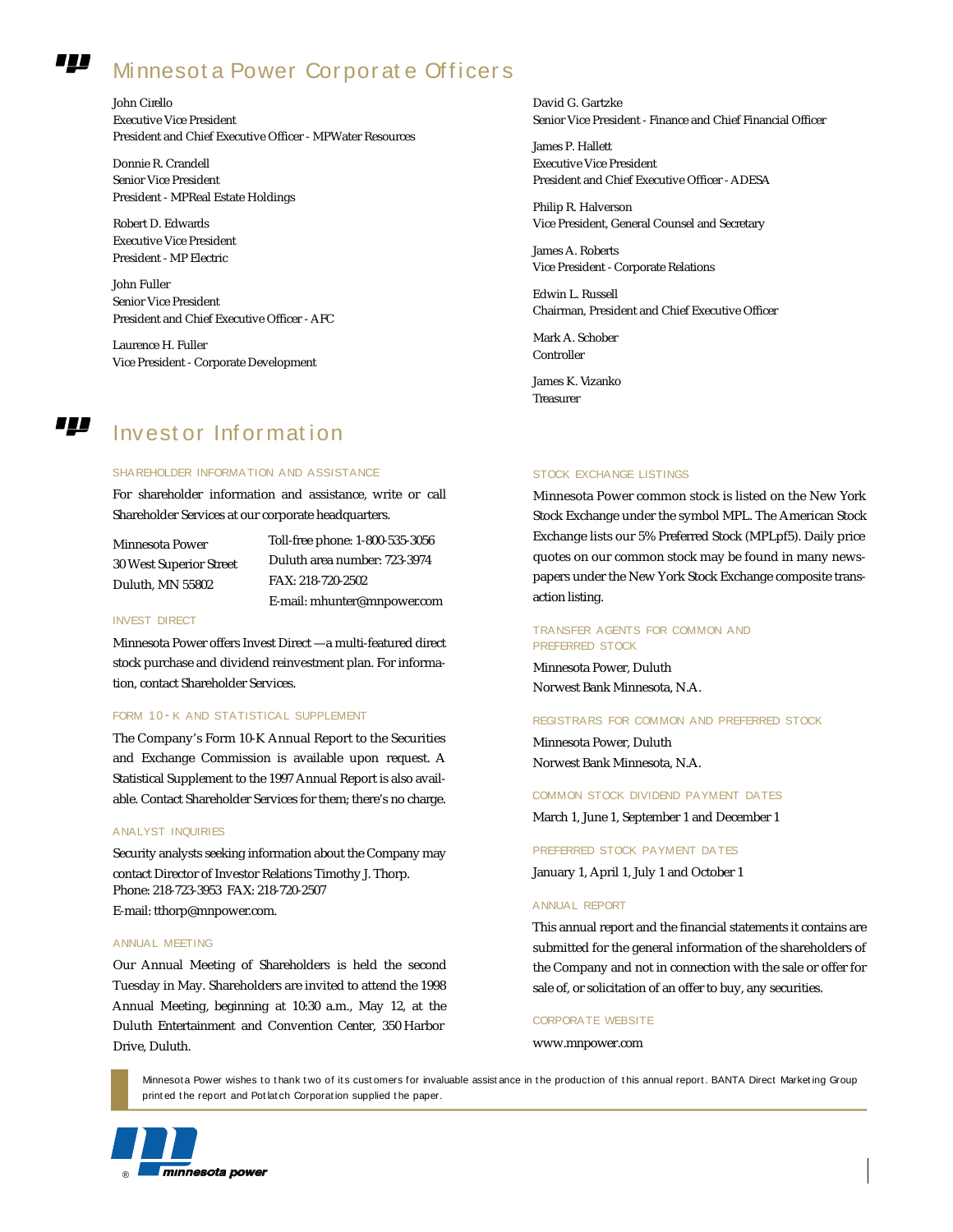# Minnesota Power Corporate Officers

John Cirello
Executive Vice President
President and Chief Executive Officer - MPWater Resources

Donnie R. Crandell
Senior Vice President
President - MPReal Estate Holdings

Robert D. Edwards
Executive Vice President
President - MP Electric

John Fuller
Senior Vice President
President and Chief Executive Officer - AFC

Laurence H. Fuller
Vice President - Corporate Development

David G. Gartzke
Senior Vice President - Finance and Chief Financial Officer

James P. Hallett
Executive Vice President
President and Chief Executive Officer - ADESA

Philip R. Halverson
Vice President, General Counsel and Secretary

James A. Roberts
Vice President - Corporate Relations

Edwin L. Russell
Chairman, President and Chief Executive Officer

Mark A. Schober
Controller

James K. Vizanko
Treasurer

# Investor Information

### SHAREHOLDER INFORMATION AND ASSISTANCE

For shareholder information and assistance, write or call Shareholder Services at our corporate headquarters.

Minnesota Power
30 West Superior Street
Duluth, MN 55802

Toll-free phone: 1-800-535-3056
Duluth area number: 723-3974
FAX: 218-720-2502
E-mail: mhunter@mnpower.com

### INVEST DIRECT

Minnesota Power offers Invest Direct—a multi-featured direct stock purchase and dividend reinvestment plan. For information, contact Shareholder Services.

### FORM 10-K AND STATISTICAL SUPPLEMENT

The Company's Form 10-K Annual Report to the Securities and Exchange Commission is available upon request. A Statistical Supplement to the 1997 Annual Report is also available. Contact Shareholder Services for them; there's no charge.

### ANALYST INQUIRIES

Security analysts seeking information about the Company may contact Director of Investor Relations Timothy J. Thorp.
Phone: 218-723-3953 FAX: 218-720-2507
E-mail: tthorp@mnpower.com.

### ANNUAL MEETING

Our Annual Meeting of Shareholders is held the second Tuesday in May. Shareholders are invited to attend the 1998 Annual Meeting, beginning at 10:30 a.m., May 12, at the Duluth Entertainment and Convention Center, 350 Harbor Drive, Duluth.

### STOCK EXCHANGE LISTINGS

Minnesota Power common stock is listed on the New York Stock Exchange under the symbol MPL. The American Stock Exchange lists our 5% Preferred Stock (MPLpf5). Daily price quotes on our common stock may be found in many newspapers under the New York Stock Exchange composite transaction listing.

### TRANSFER AGENTS FOR COMMON AND PREFERRED STOCK

Minnesota Power, Duluth
Norwest Bank Minnesota, N.A.

### REGISTRARS FOR COMMON AND PREFERRED STOCK

Minnesota Power, Duluth
Norwest Bank Minnesota, N.A.

### COMMON STOCK DIVIDEND PAYMENT DATES

March 1, June 1, September 1 and December 1

### PREFERRED STOCK PAYMENT DATES

January 1, April 1, July 1 and October 1

### ANNUAL REPORT

This annual report and the financial statements it contains are submitted for the general information of the shareholders of the Company and not in connection with the sale or offer for sale of, or solicitation of an offer to buy, any securities.

### CORPORATE WEBSITE

www.mnpower.com

Minnesota Power wishes to thank two of its customers for invaluable assistance in the production of this annual report. BANTA Direct Marketing Group printed the report and Potlatch Corporation supplied the paper.

minnesota power®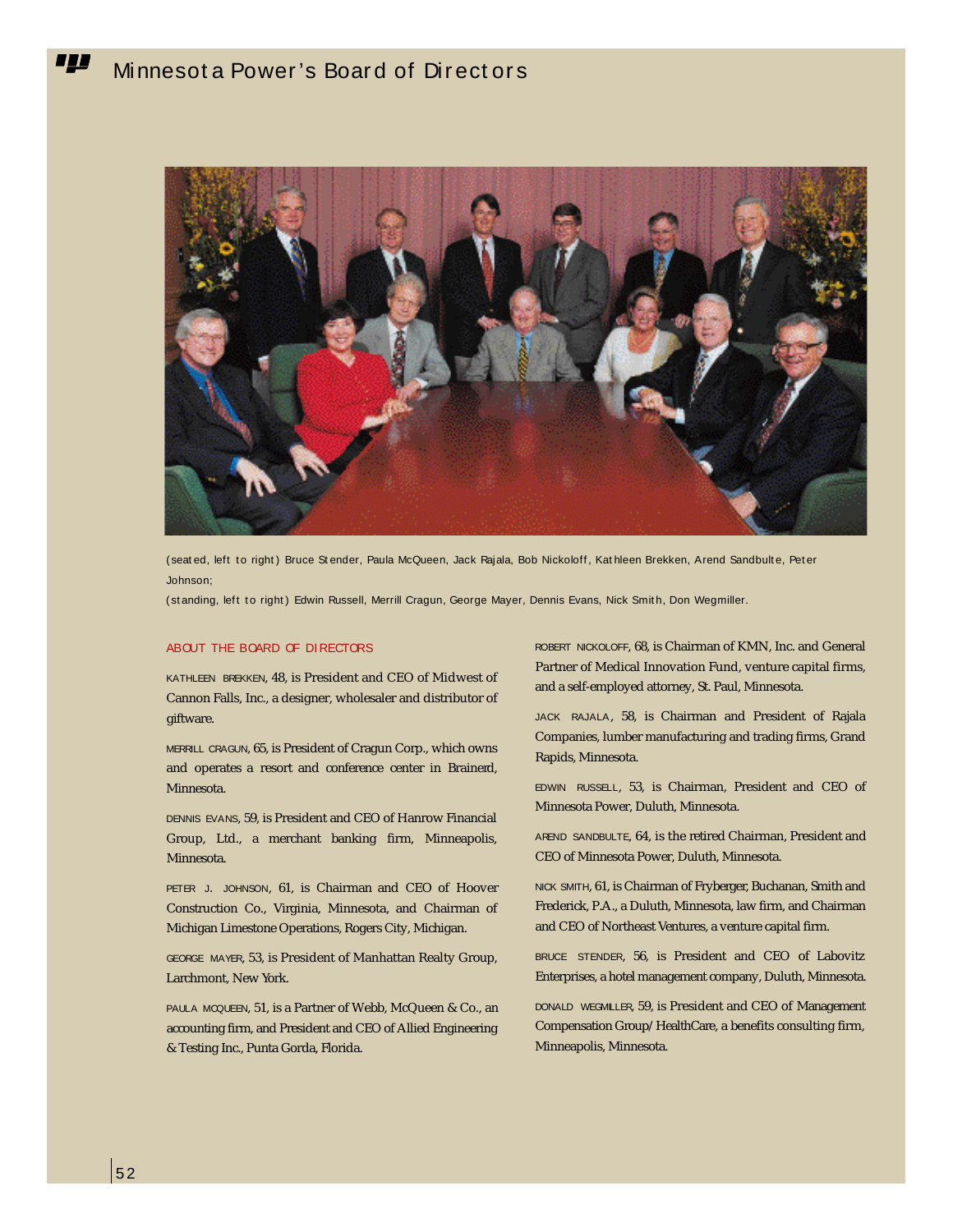# Minnesota Power's Board of Directors

(seated, left to right) Bruce Stender, Paula McQueen, Jack Rajala, Bob Nickoloff, Kathleen Brekken, Arend Sandbulte, Peter Johnson;
(standing, left to right) Edwin Russell, Merrill Cragun, George Mayer, Dennis Evans, Nick Smith, Don Wegmiller.

## ABOUT THE BOARD OF DIRECTORS

KATHLEEN BREKKEN, 48, is President and CEO of Midwest of Cannon Falls, Inc., a designer, wholesaler and distributor of giftware.

MERRILL CRAGUN, 65, is President of Cragun Corp., which owns and operates a resort and conference center in Brainerd, Minnesota.

DENNIS EVANS, 59, is President and CEO of Hanrow Financial Group, Ltd., a merchant banking firm, Minneapolis, Minnesota.

PETER J. JOHNSON, 61, is Chairman and CEO of Hoover Construction Co., Virginia, Minnesota, and Chairman of Michigan Limestone Operations, Rogers City, Michigan.

GEORGE MAYER, 53, is President of Manhattan Realty Group, Larchmont, New York.

PAULA MCQUEEN, 51, is a Partner of Webb, McQueen & Co., an accounting firm, and President and CEO of Allied Engineering & Testing Inc., Punta Gorda, Florida.

ROBERT NICKOLOFF, 68, is Chairman of KMN, Inc. and General Partner of Medical Innovation Fund, venture capital firms, and a self-employed attorney, St. Paul, Minnesota.

JACK RAJALA, 58, is Chairman and President of Rajala Companies, lumber manufacturing and trading firms, Grand Rapids, Minnesota.

EDWIN RUSSELL, 53, is Chairman, President and CEO of Minnesota Power, Duluth, Minnesota.

AREND SANDBULTE, 64, is the retired Chairman, President and CEO of Minnesota Power, Duluth, Minnesota.

NICK SMITH, 61, is Chairman of Fryberger, Buchanan, Smith and Frederick, P.A., a Duluth, Minnesota, law firm, and Chairman and CEO of Northeast Ventures, a venture capital firm.

BRUCE STENDER, 56, is President and CEO of Labovitz Enterprises, a hotel management company, Duluth, Minnesota.

DONALD WEGMILLER, 59, is President and CEO of Management Compensation Group/HealthCare, a benefits consulting firm, Minneapolis, Minnesota.